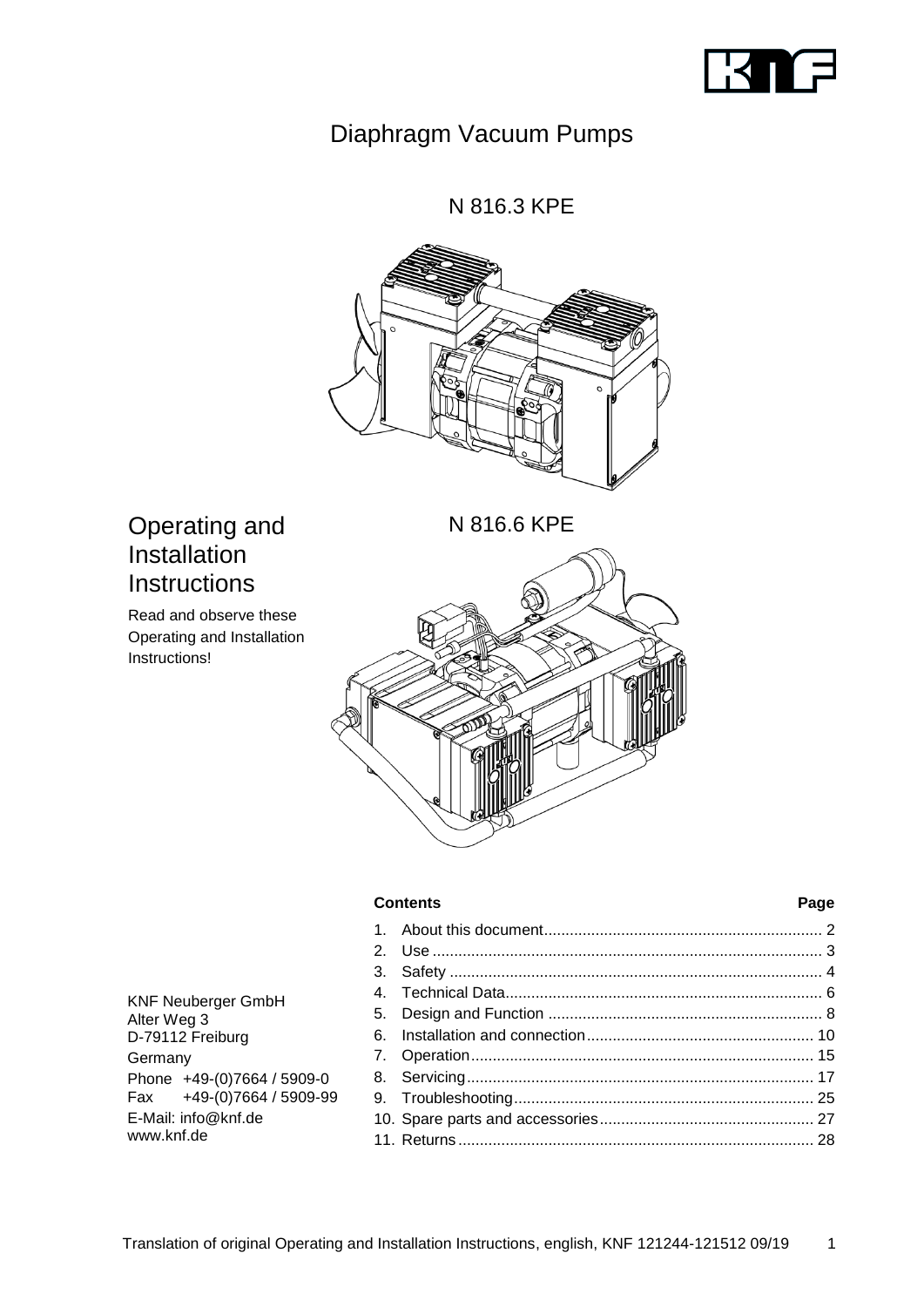# Diaphragm Vacuum Pumps

N 816.3 KPE

N 816.6 KPE

## Operating and Installation Instructions

Read and observe these Operating and Installation Instructions!

KNF Neuberger GmbH
Alter Weg 3
D-79112 Freiburg
Germany
Phone +49-(0)7664 / 5909-0
Fax +49-(0)7664 / 5909-99
E-Mail: info@knf.de
www.knf.de

| Contents | Page |
|---|---|
| 1. About this document | 2 |
| 2. Use | 3 |
| 3. Safety | 4 |
| 4. Technical Data | 6 |
| 5. Design and Function | 8 |
| 6. Installation and connection | 10 |
| 7. Operation | 15 |
| 8. Servicing | 17 |
| 9. Troubleshooting | 25 |
| 10. Spare parts and accessories | 27 |
| 11. Returns | 28 |

Translation of original Operating and Installation Instructions, english, KNF 121244-121512 09/19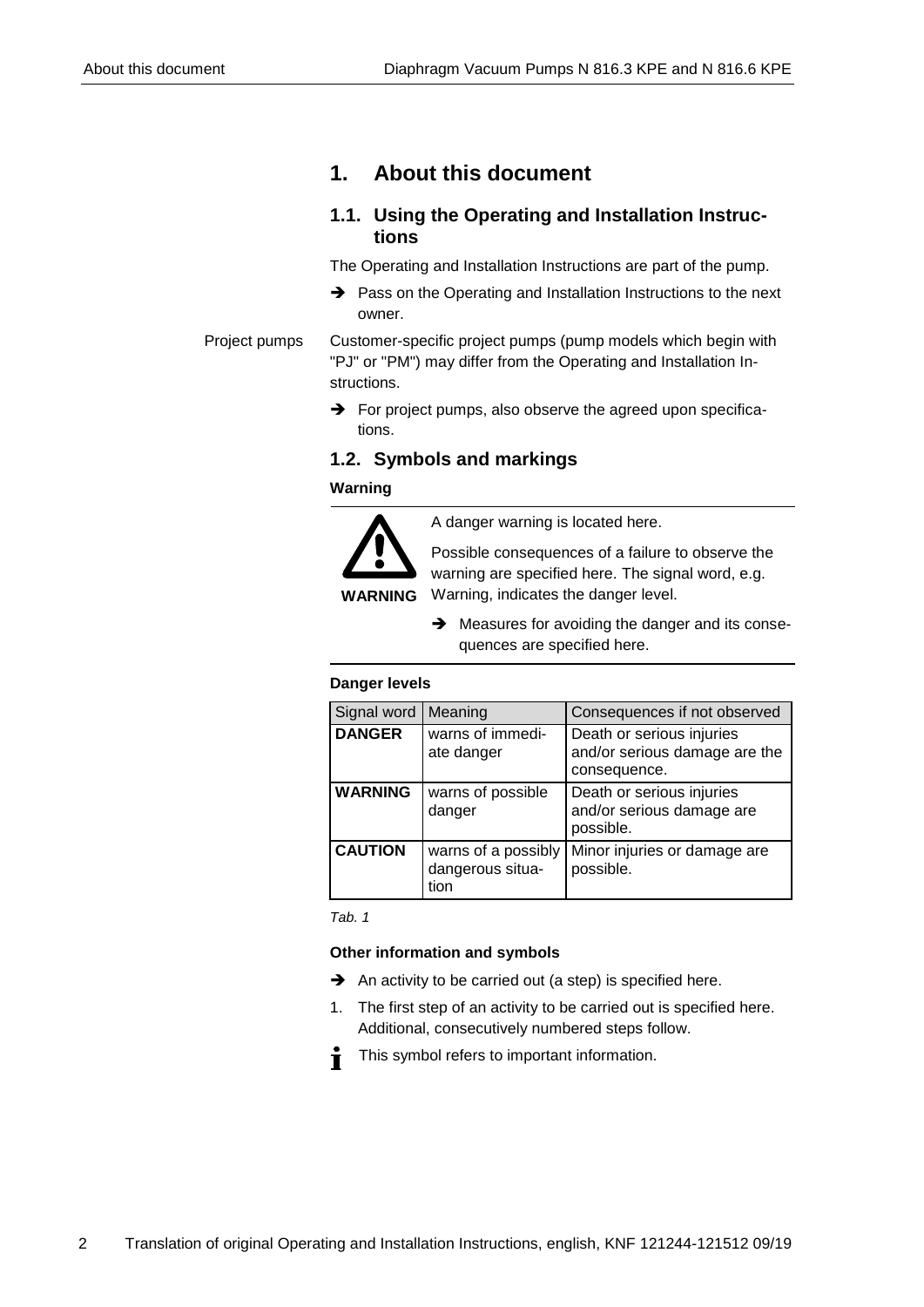# 1. About this document

## 1.1. Using the Operating and Installation Instructions

The Operating and Installation Instructions are part of the pump.

➔ Pass on the Operating and Installation Instructions to the next owner.

Project pumps

Customer-specific project pumps (pump models which begin with "PJ" or "PM") may differ from the Operating and Installation Instructions.

➔ For project pumps, also observe the agreed upon specifications.

## 1.2. Symbols and markings

**Warning**

**WARNING**

A danger warning is located here.

Possible consequences of a failure to observe the warning are specified here. The signal word, e.g. Warning, indicates the danger level.

➔ Measures for avoiding the danger and its consequences are specified here.

**Danger levels**

| Signal word | Meaning | Consequences if not observed |
|---|---|---|
| **DANGER** | warns of immediate danger | Death or serious injuries and/or serious damage are the consequence. |
| **WARNING** | warns of possible danger | Death or serious injuries and/or serious damage are possible. |
| **CAUTION** | warns of a possibly dangerous situation | Minor injuries or damage are possible. |

*Tab. 1*

**Other information and symbols**

➔ An activity to be carried out (a step) is specified here.

1. The first step of an activity to be carried out is specified here. Additional, consecutively numbered steps follow.

ℹ This symbol refers to important information.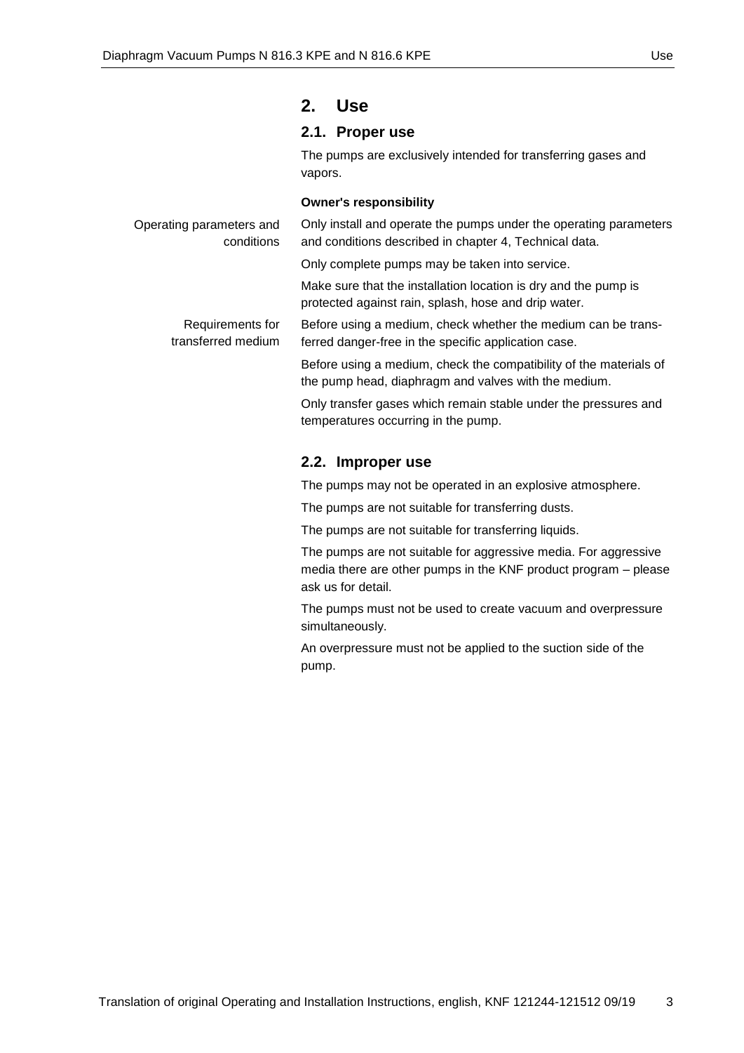# 2. Use

## 2.1. Proper use

The pumps are exclusively intended for transferring gases and vapors.

**Owner's responsibility**

Operating parameters and conditions

Only install and operate the pumps under the operating parameters and conditions described in chapter 4, Technical data.

Only complete pumps may be taken into service.

Make sure that the installation location is dry and the pump is protected against rain, splash, hose and drip water.

Requirements for transferred medium

Before using a medium, check whether the medium can be transferred danger-free in the specific application case.

Before using a medium, check the compatibility of the materials of the pump head, diaphragm and valves with the medium.

Only transfer gases which remain stable under the pressures and temperatures occurring in the pump.

## 2.2. Improper use

The pumps may not be operated in an explosive atmosphere.

The pumps are not suitable for transferring dusts.

The pumps are not suitable for transferring liquids.

The pumps are not suitable for aggressive media. For aggressive media there are other pumps in the KNF product program – please ask us for detail.

The pumps must not be used to create vacuum and overpressure simultaneously.

An overpressure must not be applied to the suction side of the pump.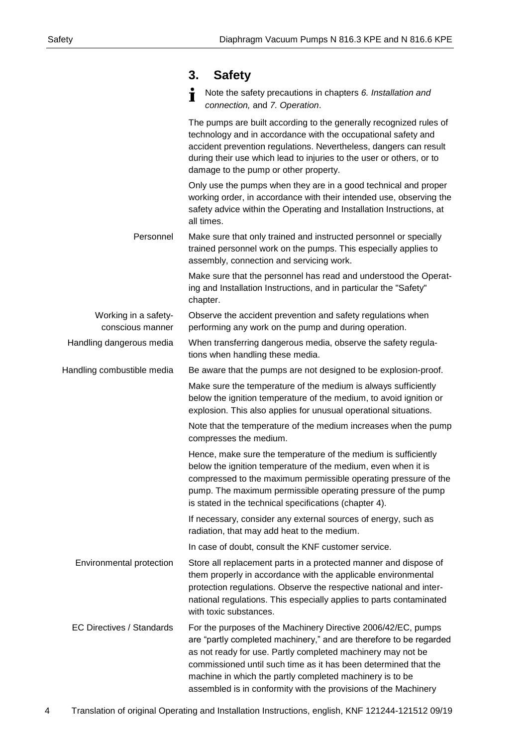## 3. Safety

Note the safety precautions in chapters *6. Installation and connection,* and *7. Operation*.

The pumps are built according to the generally recognized rules of technology and in accordance with the occupational safety and accident prevention regulations. Nevertheless, dangers can result during their use which lead to injuries to the user or others, or to damage to the pump or other property.

Only use the pumps when they are in a good technical and proper working order, in accordance with their intended use, observing the safety advice within the Operating and Installation Instructions, at all times.

**Personnel**

Make sure that only trained and instructed personnel or specially trained personnel work on the pumps. This especially applies to assembly, connection and servicing work.

Make sure that the personnel has read and understood the Operating and Installation Instructions, and in particular the "Safety" chapter.

**Working in a safety-conscious manner**

Observe the accident prevention and safety regulations when performing any work on the pump and during operation.

**Handling dangerous media**

When transferring dangerous media, observe the safety regulations when handling these media.

**Handling combustible media**

Be aware that the pumps are not designed to be explosion-proof.

Make sure the temperature of the medium is always sufficiently below the ignition temperature of the medium, to avoid ignition or explosion. This also applies for unusual operational situations.

Note that the temperature of the medium increases when the pump compresses the medium.

Hence, make sure the temperature of the medium is sufficiently below the ignition temperature of the medium, even when it is compressed to the maximum permissible operating pressure of the pump. The maximum permissible operating pressure of the pump is stated in the technical specifications (chapter 4).

If necessary, consider any external sources of energy, such as radiation, that may add heat to the medium.

In case of doubt, consult the KNF customer service.

**Environmental protection**

Store all replacement parts in a protected manner and dispose of them properly in accordance with the applicable environmental protection regulations. Observe the respective national and international regulations. This especially applies to parts contaminated with toxic substances.

**EC Directives / Standards**

For the purposes of the Machinery Directive 2006/42/EC, pumps are "partly completed machinery," and are therefore to be regarded as not ready for use. Partly completed machinery may not be commissioned until such time as it has been determined that the machine in which the partly completed machinery is to be assembled is in conformity with the provisions of the Machinery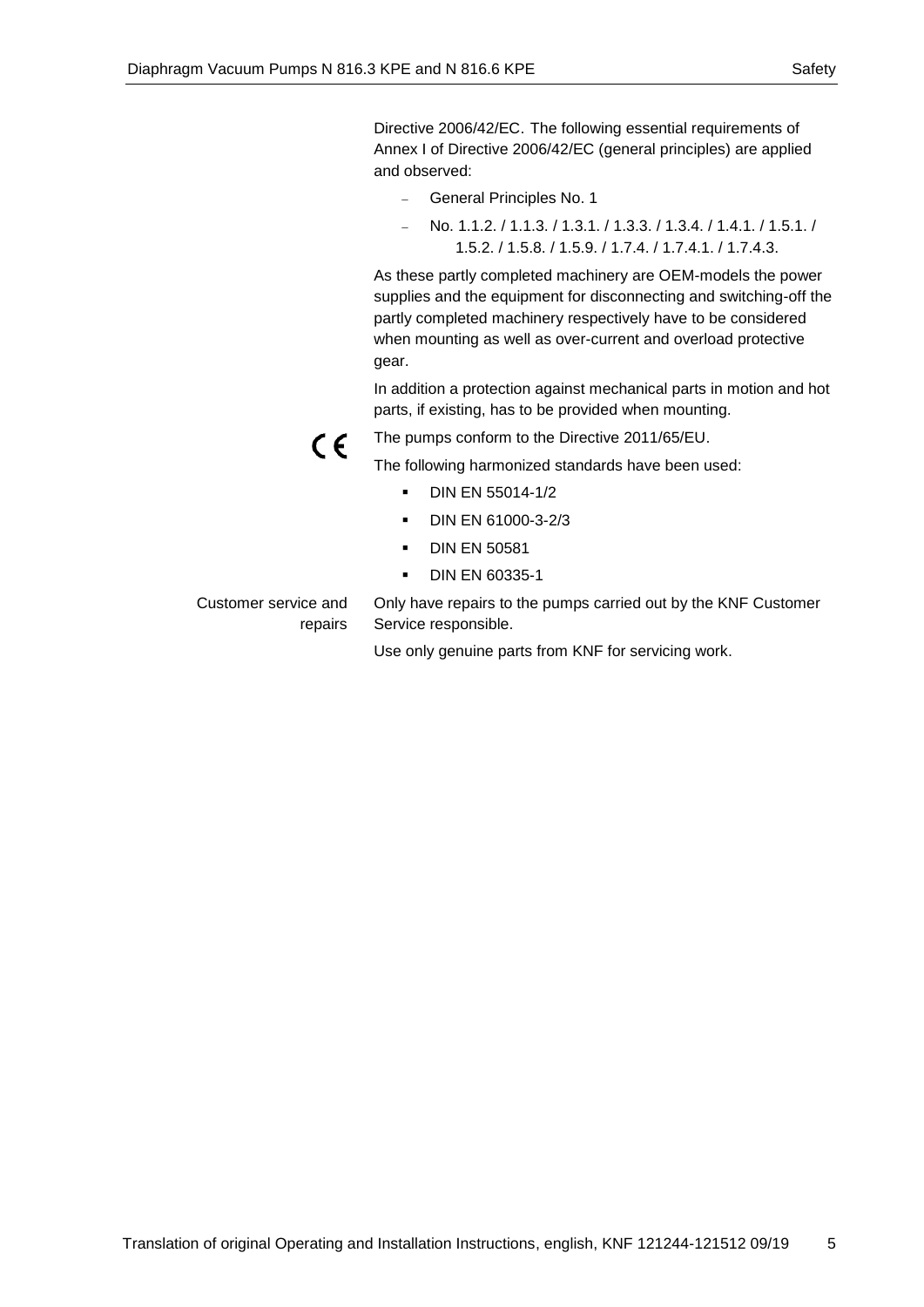Directive 2006/42/EC. The following essential requirements of Annex I of Directive 2006/42/EC (general principles) are applied and observed:

- General Principles No. 1
- No. 1.1.2. / 1.1.3. / 1.3.1. / 1.3.3. / 1.3.4. / 1.4.1. / 1.5.1. / 1.5.2. / 1.5.8. / 1.5.9. / 1.7.4. / 1.7.4.1. / 1.7.4.3.

As these partly completed machinery are OEM-models the power supplies and the equipment for disconnecting and switching-off the partly completed machinery respectively have to be considered when mounting as well as over-current and overload protective gear.

In addition a protection against mechanical parts in motion and hot parts, if existing, has to be provided when mounting.

CE

The pumps conform to the Directive 2011/65/EU.

The following harmonized standards have been used:

- DIN EN 55014-1/2
- DIN EN 61000-3-2/3
- DIN EN 50581
- DIN EN 60335-1

**Customer service and repairs**

Only have repairs to the pumps carried out by the KNF Customer Service responsible.

Use only genuine parts from KNF for servicing work.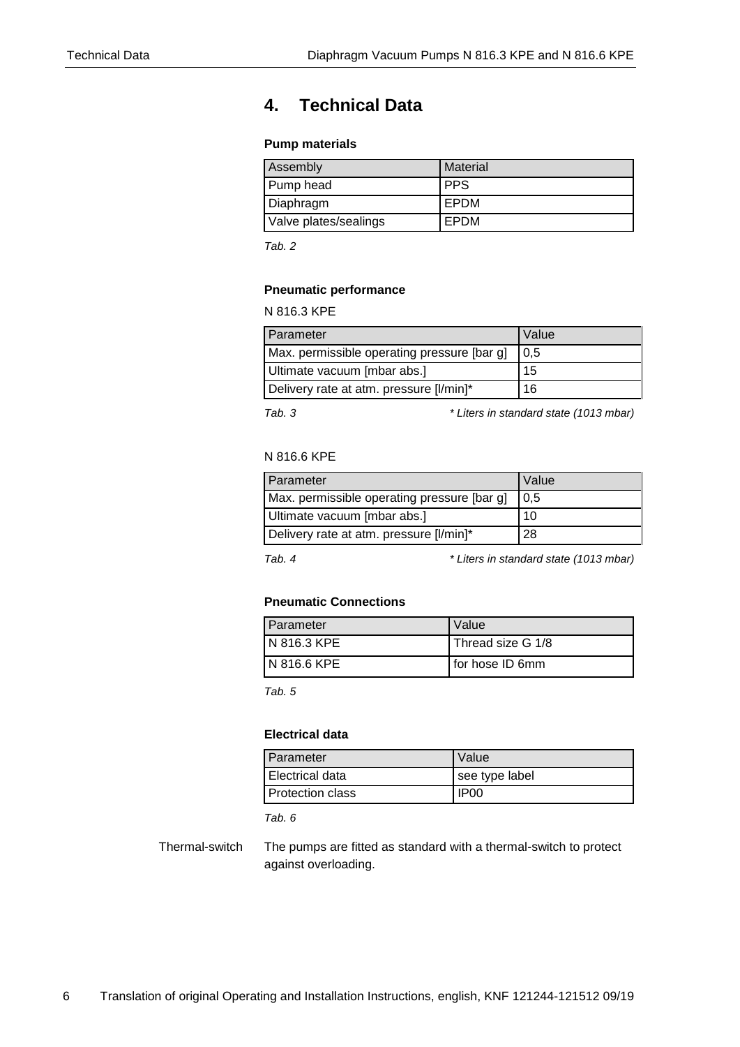# 4. Technical Data

**Pump materials**

| Assembly | Material |
| --- | --- |
| Pump head | PPS |
| Diaphragm | EPDM |
| Valve plates/sealings | EPDM |

*Tab. 2*

**Pneumatic performance**

N 816.3 KPE

| Parameter | Value |
| --- | --- |
| Max. permissible operating pressure [bar g] | 0,5 |
| Ultimate vacuum [mbar abs.] | 15 |
| Delivery rate at atm. pressure [l/min]* | 16 |

*Tab. 3* — *\* Liters in standard state (1013 mbar)*

N 816.6 KPE

| Parameter | Value |
| --- | --- |
| Max. permissible operating pressure [bar g] | 0,5 |
| Ultimate vacuum [mbar abs.] | 10 |
| Delivery rate at atm. pressure [l/min]* | 28 |

*Tab. 4* — *\* Liters in standard state (1013 mbar)*

**Pneumatic Connections**

| Parameter | Value |
| --- | --- |
| N 816.3 KPE | Thread size G 1/8 |
| N 816.6 KPE | for hose ID 6mm |

*Tab. 5*

**Electrical data**

| Parameter | Value |
| --- | --- |
| Electrical data | see type label |
| Protection class | IP00 |

*Tab. 6*

Thermal-switch

The pumps are fitted as standard with a thermal-switch to protect against overloading.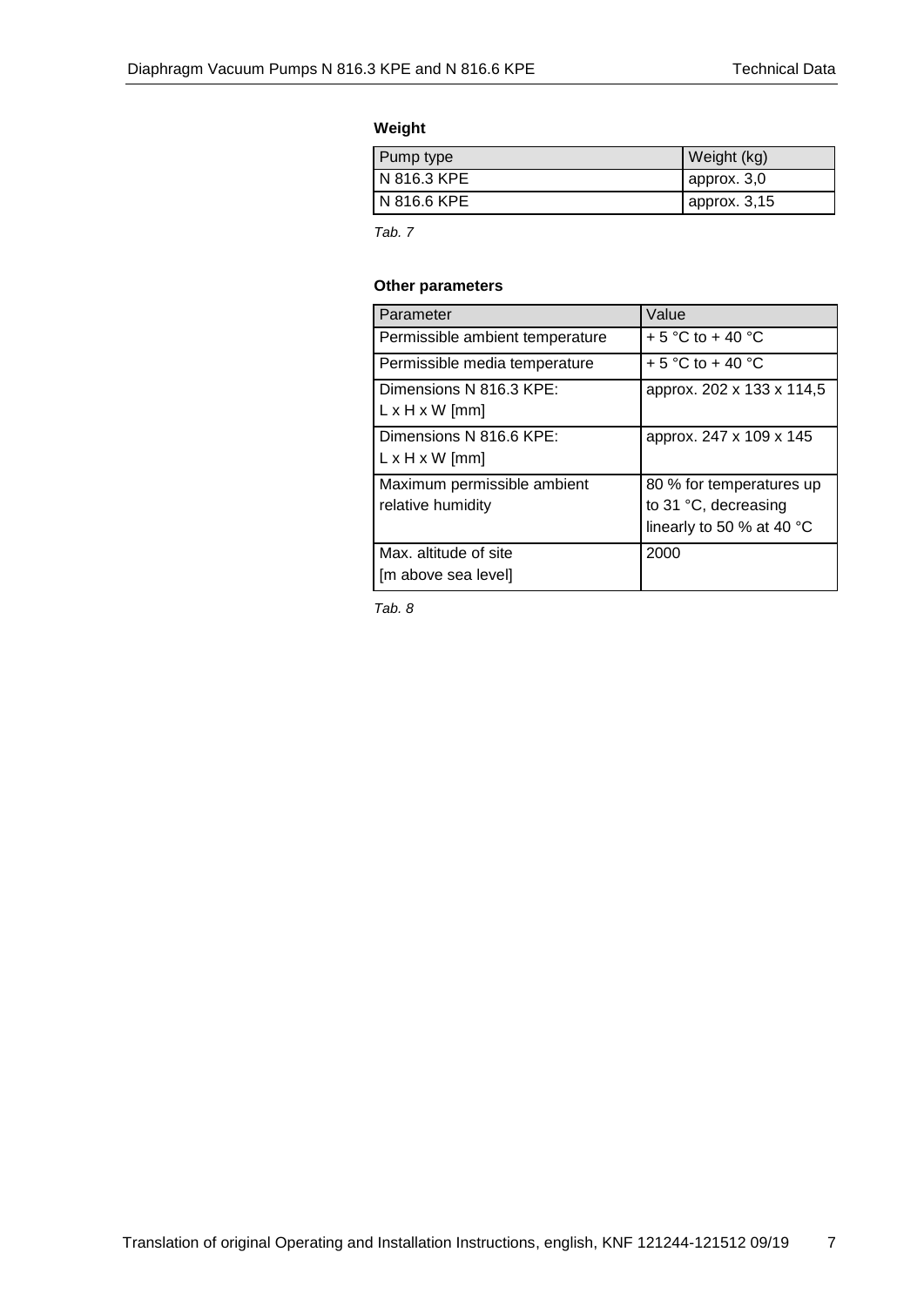**Weight**

| Pump type | Weight (kg) |
|---|---|
| N 816.3 KPE | approx. 3,0 |
| N 816.6 KPE | approx. 3,15 |

*Tab. 7*

**Other parameters**

| Parameter | Value |
|---|---|
| Permissible ambient temperature | + 5 °C to + 40 °C |
| Permissible media temperature | + 5 °C to + 40 °C |
| Dimensions N 816.3 KPE: L x H x W [mm] | approx. 202 x 133 x 114,5 |
| Dimensions N 816.6 KPE: L x H x W [mm] | approx. 247 x 109 x 145 |
| Maximum permissible ambient relative humidity | 80 % for temperatures up to 31 °C, decreasing linearly to 50 % at 40 °C |
| Max. altitude of site [m above sea level] | 2000 |

*Tab. 8*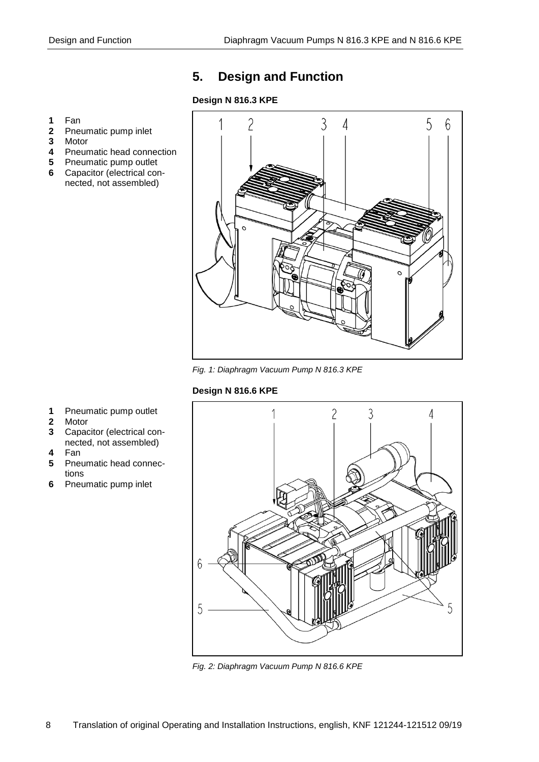# 5. Design and Function

### Design N 816.3 KPE

1. Fan
2. Pneumatic pump inlet
3. Motor
4. Pneumatic head connection
5. Pneumatic pump outlet
6. Capacitor (electrical connected, not assembled)

*Fig. 1: Diaphragm Vacuum Pump N 816.3 KPE*

### Design N 816.6 KPE

1. Pneumatic pump outlet
2. Motor
3. Capacitor (electrical connected, not assembled)
4. Fan
5. Pneumatic head connections
6. Pneumatic pump inlet

*Fig. 2: Diaphragm Vacuum Pump N 816.6 KPE*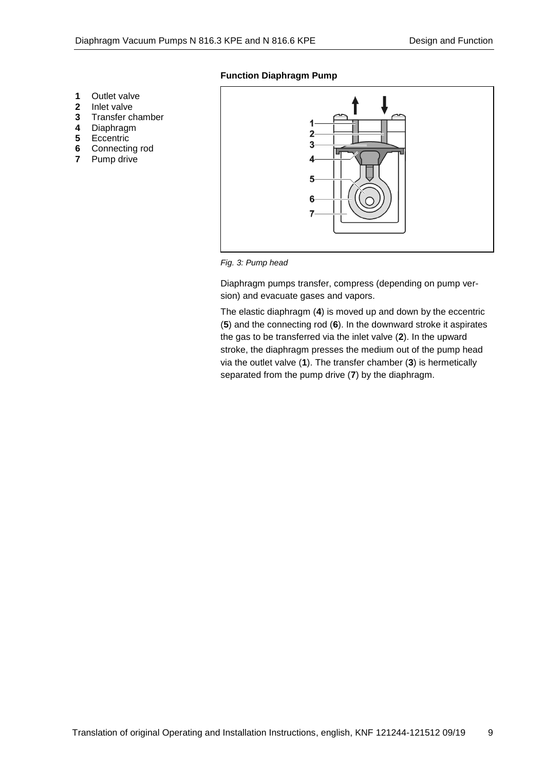### Function Diaphragm Pump

1 Outlet valve
2 Inlet valve
3 Transfer chamber
4 Diaphragm
5 Eccentric
6 Connecting rod
7 Pump drive

*Fig. 3: Pump head*

Diaphragm pumps transfer, compress (depending on pump version) and evacuate gases and vapors.

The elastic diaphragm (**4**) is moved up and down by the eccentric (**5**) and the connecting rod (**6**). In the downward stroke it aspirates the gas to be transferred via the inlet valve (**2**). In the upward stroke, the diaphragm presses the medium out of the pump head via the outlet valve (**1**). The transfer chamber (**3**) is hermetically separated from the pump drive (**7**) by the diaphragm.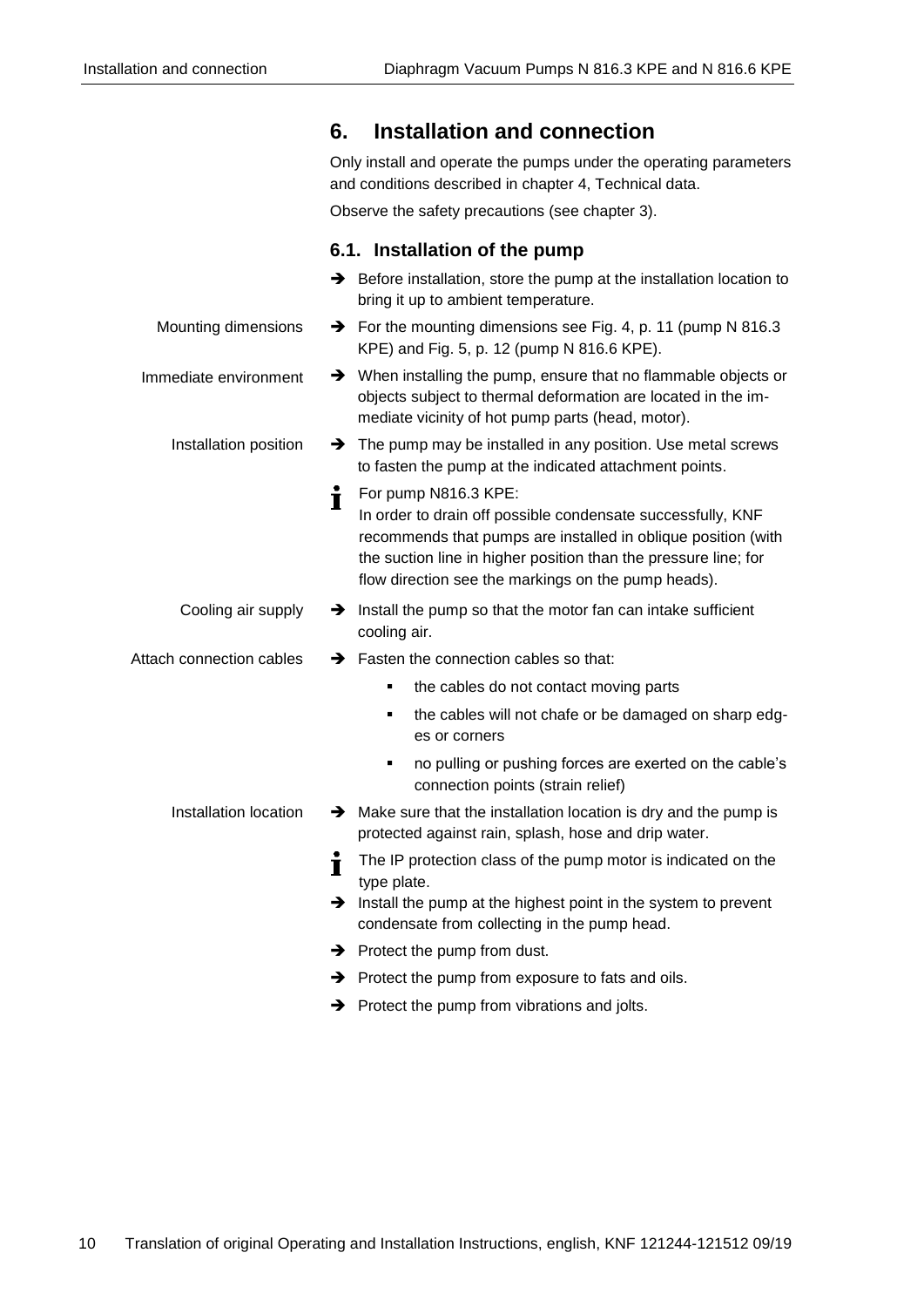# 6. Installation and connection

Only install and operate the pumps under the operating parameters and conditions described in chapter 4, Technical data.

Observe the safety precautions (see chapter 3).

## 6.1. Installation of the pump

➔ Before installation, store the pump at the installation location to bring it up to ambient temperature.

Mounting dimensions

➔ For the mounting dimensions see Fig. 4, p. 11 (pump N 816.3 KPE) and Fig. 5, p. 12 (pump N 816.6 KPE).

Immediate environment

➔ When installing the pump, ensure that no flammable objects or objects subject to thermal deformation are located in the immediate vicinity of hot pump parts (head, motor).

Installation position

➔ The pump may be installed in any position. Use metal screws to fasten the pump at the indicated attachment points.

ℹ For pump N816.3 KPE:
In order to drain off possible condensate successfully, KNF recommends that pumps are installed in oblique position (with the suction line in higher position than the pressure line; for flow direction see the markings on the pump heads).

Cooling air supply

➔ Install the pump so that the motor fan can intake sufficient cooling air.

Attach connection cables

➔ Fasten the connection cables so that:

- the cables do not contact moving parts
- the cables will not chafe or be damaged on sharp edges or corners
- no pulling or pushing forces are exerted on the cable's connection points (strain relief)

Installation location

➔ Make sure that the installation location is dry and the pump is protected against rain, splash, hose and drip water.

ℹ The IP protection class of the pump motor is indicated on the type plate.

➔ Install the pump at the highest point in the system to prevent condensate from collecting in the pump head.

➔ Protect the pump from dust.

➔ Protect the pump from exposure to fats and oils.

➔ Protect the pump from vibrations and jolts.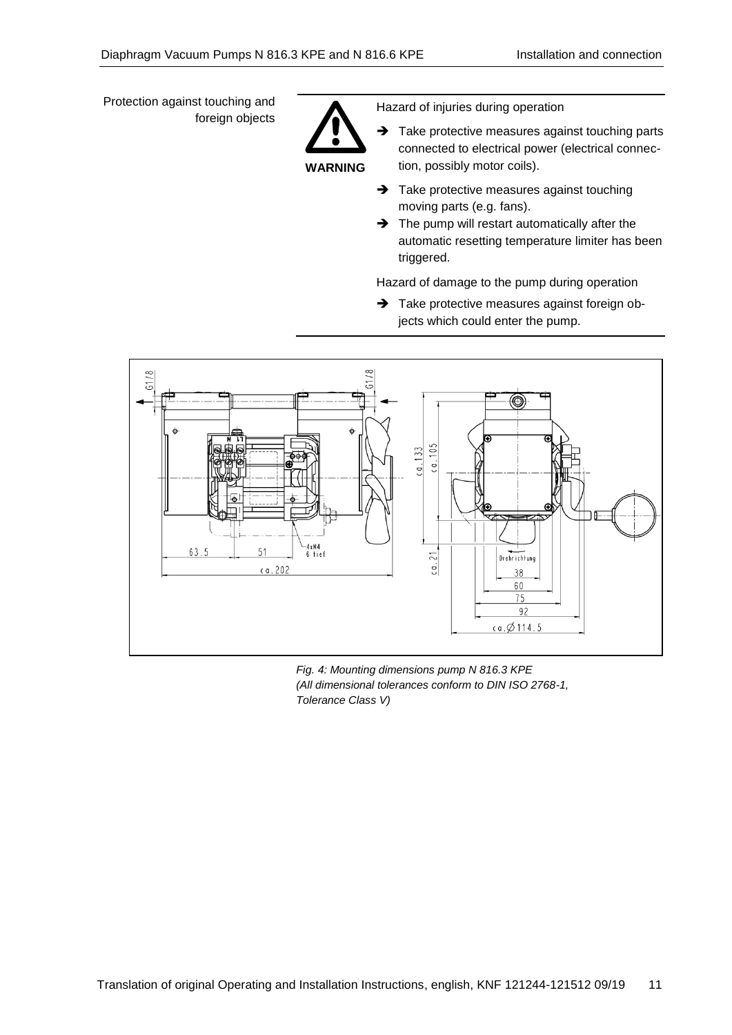Protection against touching and foreign objects

**WARNING**

Hazard of injuries during operation

- ➔ Take protective measures against touching parts connected to electrical power (electrical connection, possibly motor coils).
- ➔ Take protective measures against touching moving parts (e.g. fans).
- ➔ The pump will restart automatically after the automatic resetting temperature limiter has been triggered.

Hazard of damage to the pump during operation

- ➔ Take protective measures against foreign objects which could enter the pump.

*Fig. 4: Mounting dimensions pump N 816.3 KPE (All dimensional tolerances conform to DIN ISO 2768-1, Tolerance Class V)*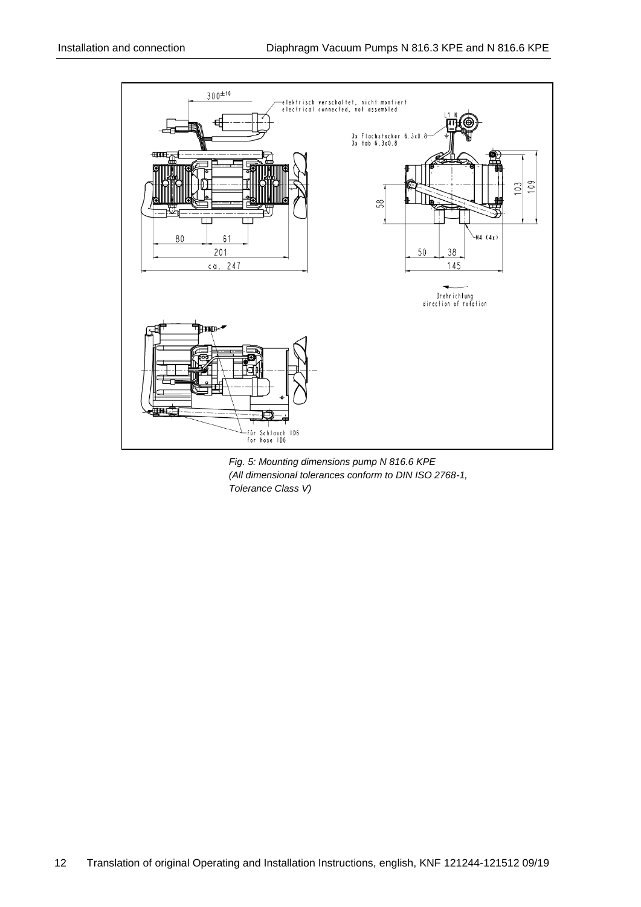300±10

elektrisch verschaltet, nicht montiert
electrical connected, not assembled

3x Flachstecker 6.3x0.8
3x tab 6.3x0.8

L1 N

80 61
201
ca. 247

58
103
109

M4 (4x)

50 38
145

Drehrichtung
direction of rotation

für Schlauch ID6
for hose ID6

*Fig. 5: Mounting dimensions pump N 816.6 KPE*
*(All dimensional tolerances conform to DIN ISO 2768-1, Tolerance Class V)*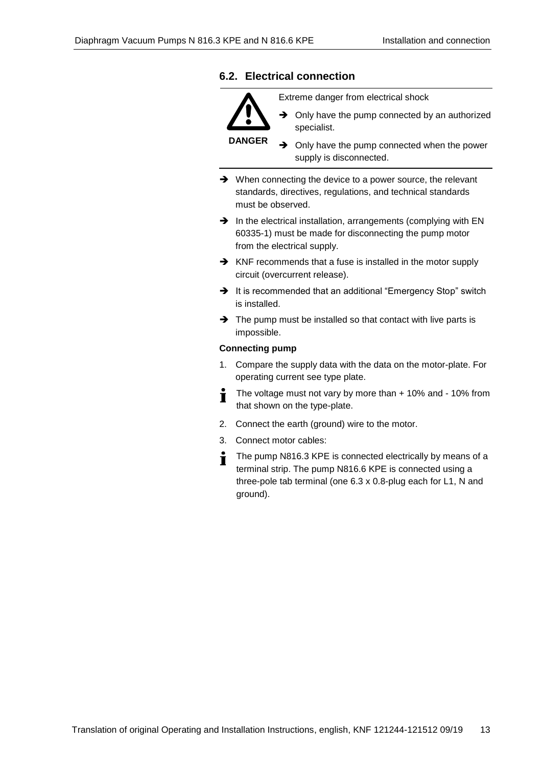## 6.2. Electrical connection

**DANGER**

Extreme danger from electrical shock

- ➔ Only have the pump connected by an authorized specialist.
- ➔ Only have the pump connected when the power supply is disconnected.

---

- ➔ When connecting the device to a power source, the relevant standards, directives, regulations, and technical standards must be observed.
- ➔ In the electrical installation, arrangements (complying with EN 60335-1) must be made for disconnecting the pump motor from the electrical supply.
- ➔ KNF recommends that a fuse is installed in the motor supply circuit (overcurrent release).
- ➔ It is recommended that an additional “Emergency Stop” switch is installed.
- ➔ The pump must be installed so that contact with live parts is impossible.

**Connecting pump**

1. Compare the supply data with the data on the motor-plate. For operating current see type plate.

   ℹ The voltage must not vary by more than + 10% and - 10% from that shown on the type-plate.

2. Connect the earth (ground) wire to the motor.
3. Connect motor cables:

   ℹ The pump N816.3 KPE is connected electrically by means of a terminal strip. The pump N816.6 KPE is connected using a three-pole tab terminal (one 6.3 x 0.8-plug each for L1, N and ground).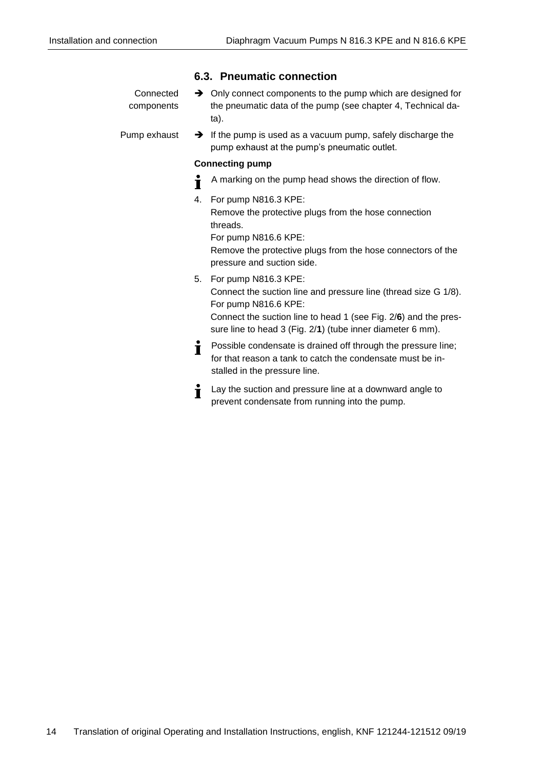## 6.3. Pneumatic connection

Connected components

→ Only connect components to the pump which are designed for the pneumatic data of the pump (see chapter 4, Technical data).

Pump exhaust

→ If the pump is used as a vacuum pump, safely discharge the pump exhaust at the pump's pneumatic outlet.

**Connecting pump**

ℹ A marking on the pump head shows the direction of flow.

4. For pump N816.3 KPE:
   Remove the protective plugs from the hose connection threads.
   For pump N816.6 KPE:
   Remove the protective plugs from the hose connectors of the pressure and suction side.
5. For pump N816.3 KPE:
   Connect the suction line and pressure line (thread size G 1/8).
   For pump N816.6 KPE:
   Connect the suction line to head 1 (see Fig. 2/**6**) and the pressure line to head 3 (Fig. 2/**1**) (tube inner diameter 6 mm).

ℹ Possible condensate is drained off through the pressure line; for that reason a tank to catch the condensate must be installed in the pressure line.

ℹ Lay the suction and pressure line at a downward angle to prevent condensate from running into the pump.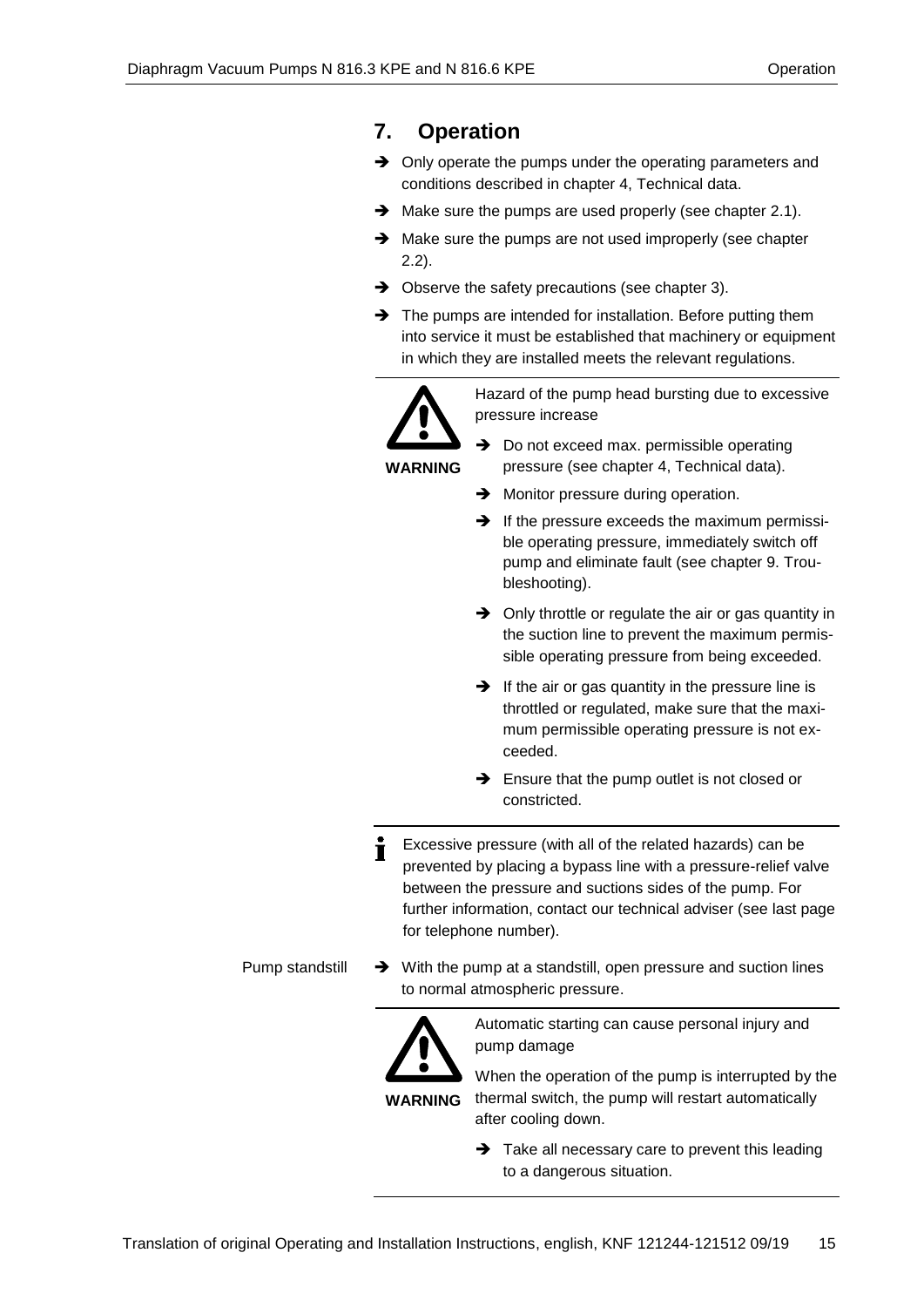## 7. Operation

- ➔ Only operate the pumps under the operating parameters and conditions described in chapter 4, Technical data.
- ➔ Make sure the pumps are used properly (see chapter 2.1).
- ➔ Make sure the pumps are not used improperly (see chapter 2.2).
- ➔ Observe the safety precautions (see chapter 3).
- ➔ The pumps are intended for installation. Before putting them into service it must be established that machinery or equipment in which they are installed meets the relevant regulations.

**WARNING**

Hazard of the pump head bursting due to excessive pressure increase

- ➔ Do not exceed max. permissible operating pressure (see chapter 4, Technical data).
- ➔ Monitor pressure during operation.
- ➔ If the pressure exceeds the maximum permissible operating pressure, immediately switch off pump and eliminate fault (see chapter 9. Troubleshooting).
- ➔ Only throttle or regulate the air or gas quantity in the suction line to prevent the maximum permissible operating pressure from being exceeded.
- ➔ If the air or gas quantity in the pressure line is throttled or regulated, make sure that the maximum permissible operating pressure is not exceeded.
- ➔ Ensure that the pump outlet is not closed or constricted.

Excessive pressure (with all of the related hazards) can be prevented by placing a bypass line with a pressure-relief valve between the pressure and suctions sides of the pump. For further information, contact our technical adviser (see last page for telephone number).

Pump standstill

- ➔ With the pump at a standstill, open pressure and suction lines to normal atmospheric pressure.

**WARNING**

Automatic starting can cause personal injury and pump damage

When the operation of the pump is interrupted by the thermal switch, the pump will restart automatically after cooling down.

- ➔ Take all necessary care to prevent this leading to a dangerous situation.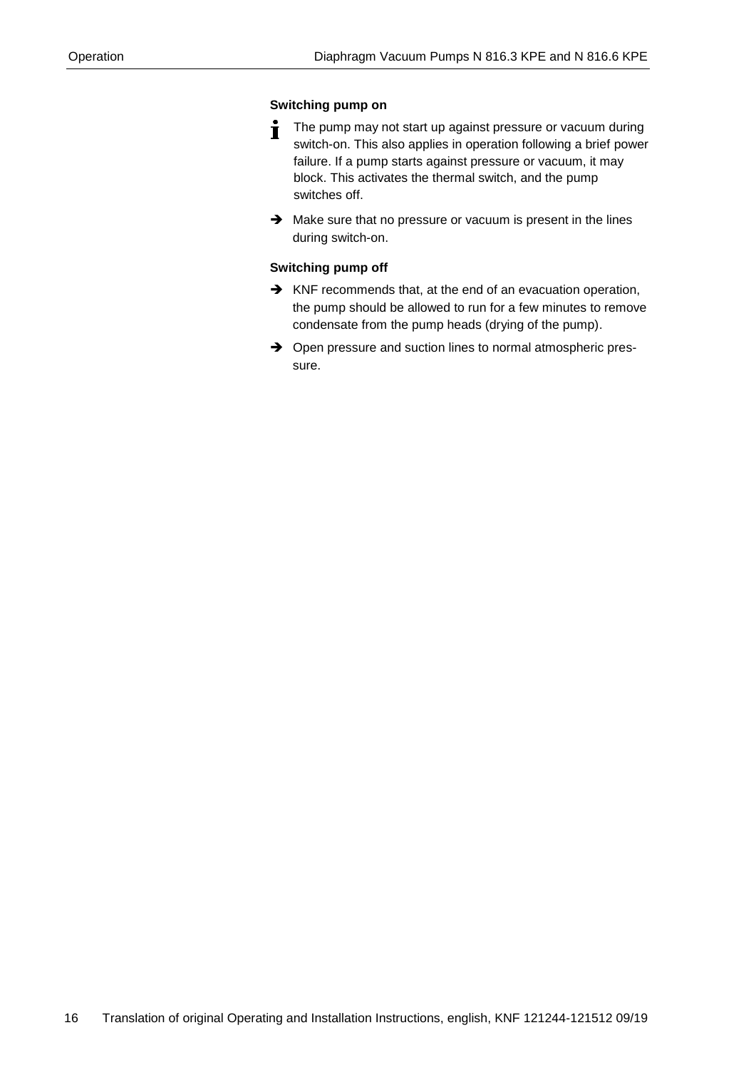**Switching pump on**

> **i** The pump may not start up against pressure or vacuum during switch-on. This also applies in operation following a brief power failure. If a pump starts against pressure or vacuum, it may block. This activates the thermal switch, and the pump switches off.

➔ Make sure that no pressure or vacuum is present in the lines during switch-on.

**Switching pump off**

➔ KNF recommends that, at the end of an evacuation operation, the pump should be allowed to run for a few minutes to remove condensate from the pump heads (drying of the pump).

➔ Open pressure and suction lines to normal atmospheric pressure.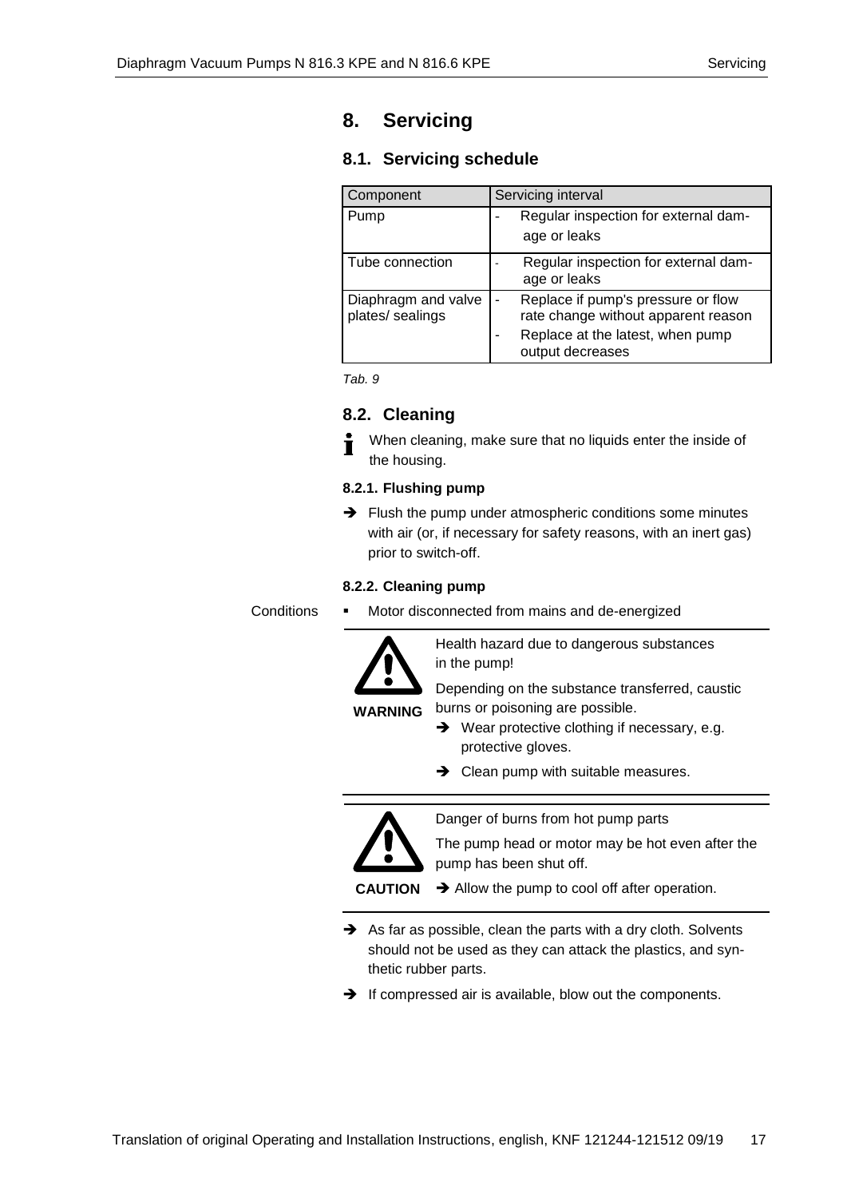# 8. Servicing

## 8.1. Servicing schedule

| Component | Servicing interval |
|---|---|
| Pump | - Regular inspection for external damage or leaks |
| Tube connection | - Regular inspection for external damage or leaks |
| Diaphragm and valve plates/ sealings | - Replace if pump's pressure or flow rate change without apparent reason<br>- Replace at the latest, when pump output decreases |

*Tab. 9*

## 8.2. Cleaning

When cleaning, make sure that no liquids enter the inside of the housing.

### 8.2.1. Flushing pump

➔ Flush the pump under atmospheric conditions some minutes with air (or, if necessary for safety reasons, with an inert gas) prior to switch-off.

### 8.2.2. Cleaning pump

Conditions
- Motor disconnected from mains and de-energized

**WARNING**

Health hazard due to dangerous substances in the pump!

Depending on the substance transferred, caustic burns or poisoning are possible.

➔ Wear protective clothing if necessary, e.g. protective gloves.

➔ Clean pump with suitable measures.

**CAUTION**

Danger of burns from hot pump parts

The pump head or motor may be hot even after the pump has been shut off.

➔ Allow the pump to cool off after operation.

➔ As far as possible, clean the parts with a dry cloth. Solvents should not be used as they can attack the plastics, and synthetic rubber parts.

➔ If compressed air is available, blow out the components.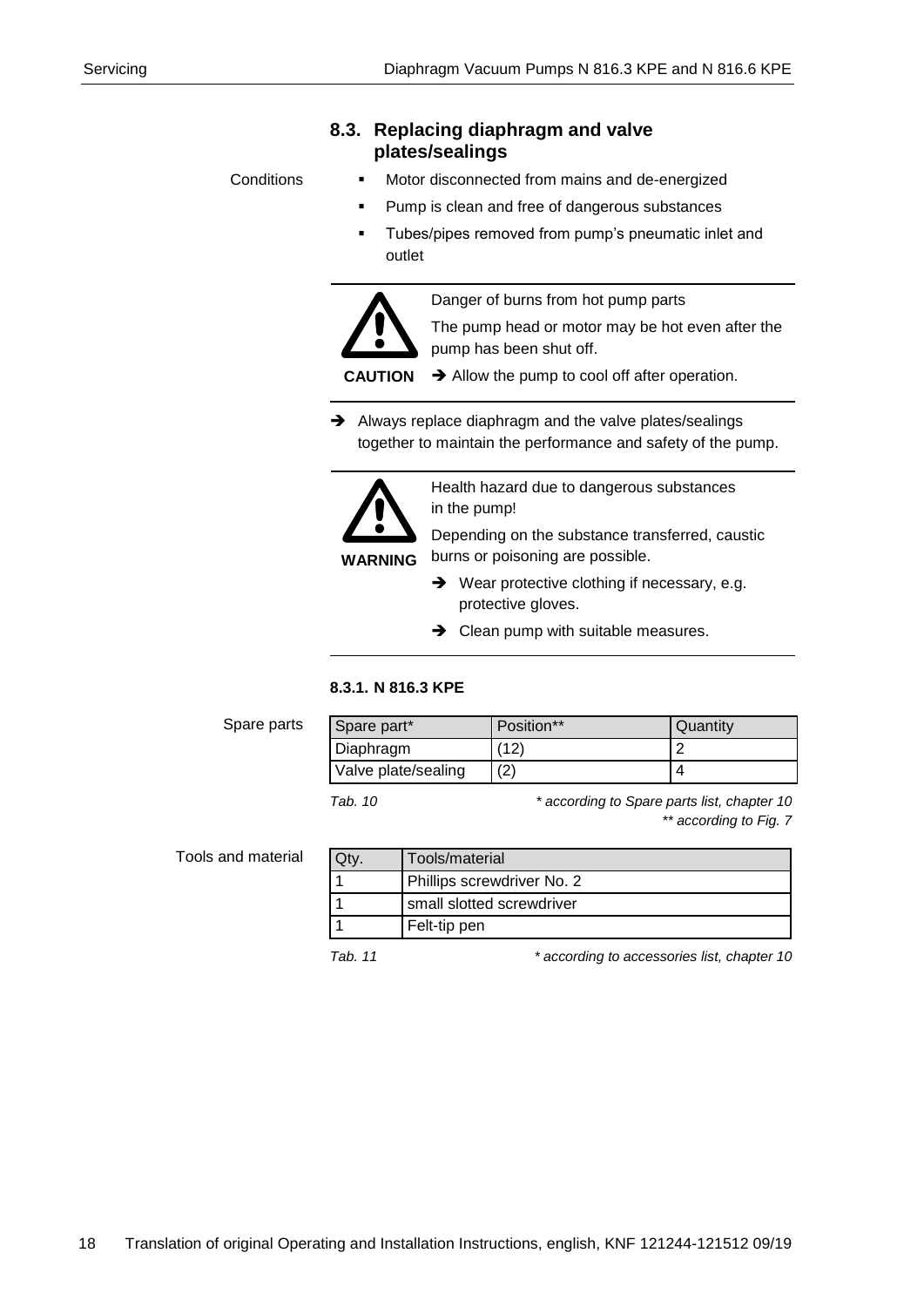## 8.3. Replacing diaphragm and valve plates/sealings

Conditions

- Motor disconnected from mains and de-energized
- Pump is clean and free of dangerous substances
- Tubes/pipes removed from pump's pneumatic inlet and outlet

---

**CAUTION**

Danger of burns from hot pump parts

The pump head or motor may be hot even after the pump has been shut off.

➔ Allow the pump to cool off after operation.

---

➔ Always replace diaphragm and the valve plates/sealings together to maintain the performance and safety of the pump.

---

**WARNING**

Health hazard due to dangerous substances in the pump!

Depending on the substance transferred, caustic burns or poisoning are possible.

➔ Wear protective clothing if necessary, e.g. protective gloves.

➔ Clean pump with suitable measures.

---

### 8.3.1. N 816.3 KPE

Spare parts

| Spare part* | Position** | Quantity |
|---|---|---|
| Diaphragm | (12) | 2 |
| Valve plate/sealing | (2) | 4 |

*Tab. 10* *\* according to Spare parts list, chapter 10*
*\*\* according to Fig. 7*

Tools and material

| Qty. | Tools/material |
|---|---|
| 1 | Phillips screwdriver No. 2 |
| 1 | small slotted screwdriver |
| 1 | Felt-tip pen |

*Tab. 11* *\* according to accessories list, chapter 10*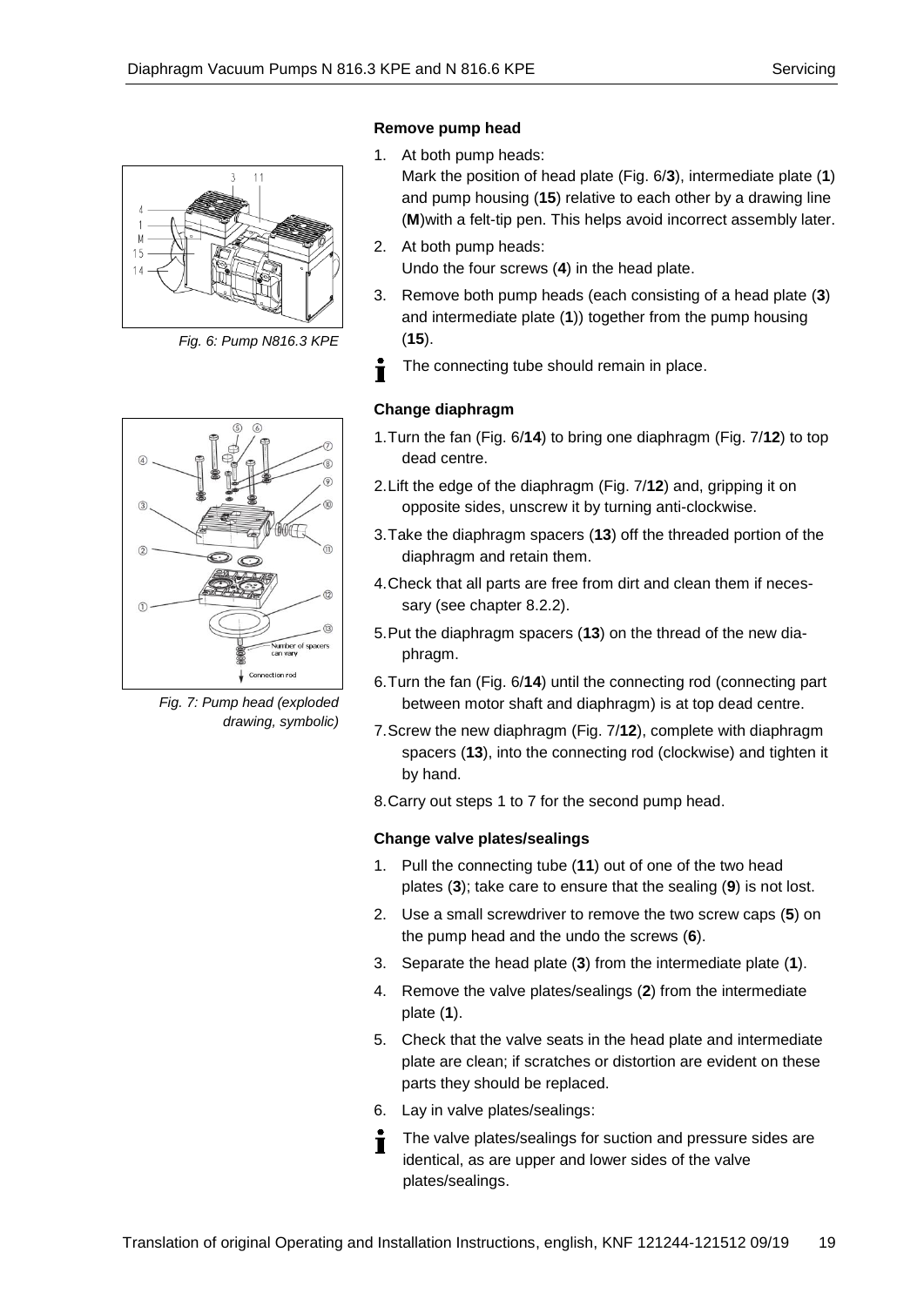Fig. 6: Pump N816.3 KPE

Fig. 7: Pump head (exploded drawing, symbolic)

**Remove pump head**

1. At both pump heads:
   Mark the position of head plate (Fig. 6/**3**), intermediate plate (**1**) and pump housing (**15**) relative to each other by a drawing line (**M**)with a felt-tip pen. This helps avoid incorrect assembly later.
2. At both pump heads:
   Undo the four screws (**4**) in the head plate.
3. Remove both pump heads (each consisting of a head plate (**3**) and intermediate plate (**1**)) together from the pump housing (**15**).

The connecting tube should remain in place.

**Change diaphragm**

1. Turn the fan (Fig. 6/**14**) to bring one diaphragm (Fig. 7/**12**) to top dead centre.
2. Lift the edge of the diaphragm (Fig. 7/**12**) and, gripping it on opposite sides, unscrew it by turning anti-clockwise.
3. Take the diaphragm spacers (**13**) off the threaded portion of the diaphragm and retain them.
4. Check that all parts are free from dirt and clean them if necessary (see chapter 8.2.2).
5. Put the diaphragm spacers (**13**) on the thread of the new diaphragm.
6. Turn the fan (Fig. 6/**14**) until the connecting rod (connecting part between motor shaft and diaphragm) is at top dead centre.
7. Screw the new diaphragm (Fig. 7/**12**), complete with diaphragm spacers (**13**), into the connecting rod (clockwise) and tighten it by hand.
8. Carry out steps 1 to 7 for the second pump head.

**Change valve plates/sealings**

1. Pull the connecting tube (**11**) out of one of the two head plates (**3**); take care to ensure that the sealing (**9**) is not lost.
2. Use a small screwdriver to remove the two screw caps (**5**) on the pump head and the undo the screws (**6**).
3. Separate the head plate (**3**) from the intermediate plate (**1**).
4. Remove the valve plates/sealings (**2**) from the intermediate plate (**1**).
5. Check that the valve seats in the head plate and intermediate plate are clean; if scratches or distortion are evident on these parts they should be replaced.
6. Lay in valve plates/sealings:

The valve plates/sealings for suction and pressure sides are identical, as are upper and lower sides of the valve plates/sealings.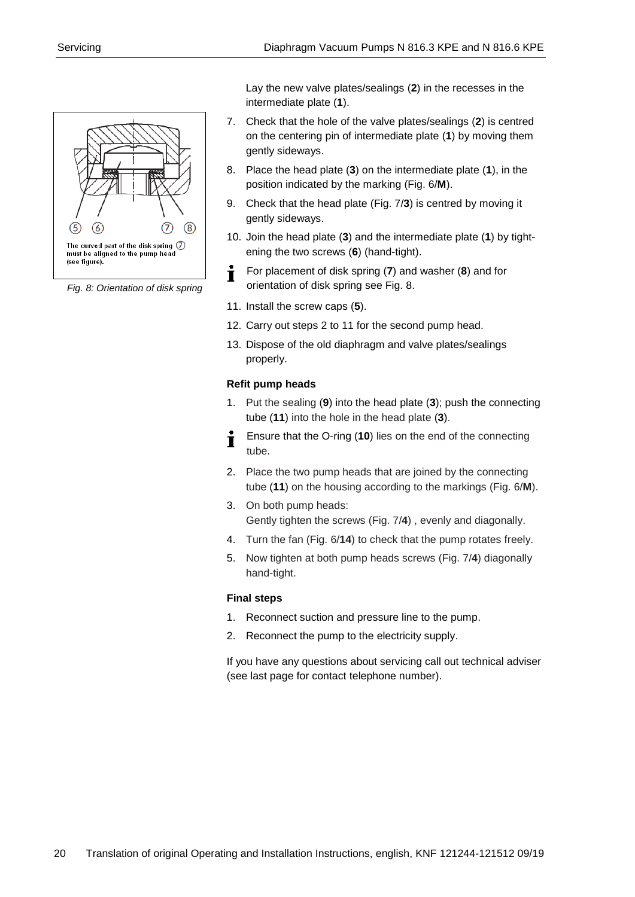Lay the new valve plates/sealings (**2**) in the recesses in the intermediate plate (**1**).

7. Check that the hole of the valve plates/sealings (**2**) is centred on the centering pin of intermediate plate (**1**) by moving them gently sideways.
8. Place the head plate (**3**) on the intermediate plate (**1**), in the position indicated by the marking (Fig. 6/**M**).
9. Check that the head plate (Fig. 7/**3**) is centred by moving it gently sideways.
10. Join the head plate (**3**) and the intermediate plate (**1**) by tightening the two screws (**6**) (hand-tight).

For placement of disk spring (**7**) and washer (**8**) and for orientation of disk spring see Fig. 8.

The curved part of the disk spring (7) must be aligned to the pump head (see figure).

*Fig. 8: Orientation of disk spring*

11. Install the screw caps (**5**).
12. Carry out steps 2 to 11 for the second pump head.
13. Dispose of the old diaphragm and valve plates/sealings properly.

**Refit pump heads**

1. Put the sealing (**9**) into the head plate (**3**); push the connecting tube (**11**) into the hole in the head plate (**3**).

Ensure that the O-ring (**10**) lies on the end of the connecting tube.

2. Place the two pump heads that are joined by the connecting tube (**11**) on the housing according to the markings (Fig. 6/**M**).
3. On both pump heads:
   Gently tighten the screws (Fig. 7/**4**) , evenly and diagonally.
4. Turn the fan (Fig. 6/**14**) to check that the pump rotates freely.
5. Now tighten at both pump heads screws (Fig. 7/**4**) diagonally hand-tight.

**Final steps**

1. Reconnect suction and pressure line to the pump.
2. Reconnect the pump to the electricity supply.

If you have any questions about servicing call out technical adviser (see last page for contact telephone number).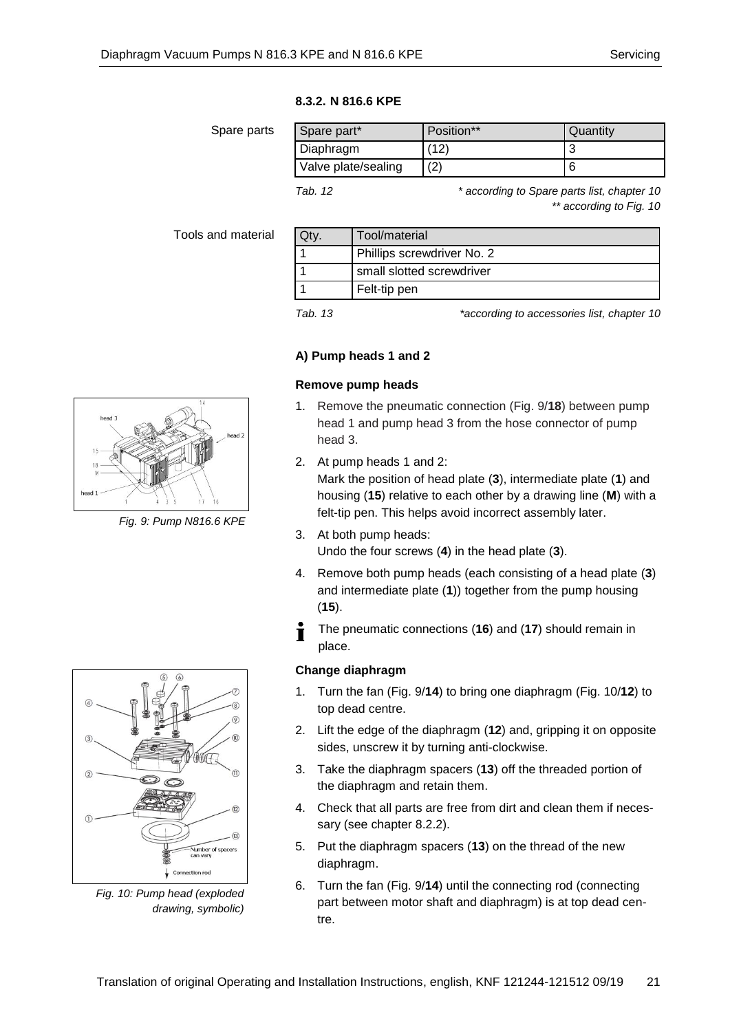### 8.3.2. N 816.6 KPE

Spare parts

| Spare part* | Position** | Quantity |
|---|---|---|
| Diaphragm | (12) | 3 |
| Valve plate/sealing | (2) | 6 |

*Tab. 12* — * according to Spare parts list, chapter 10; ** according to Fig. 10

Tools and material

| Qty. | Tool/material |
|---|---|
| 1 | Phillips screwdriver No. 2 |
| 1 | small slotted screwdriver |
| 1 | Felt-tip pen |

*Tab. 13* — *according to accessories list, chapter 10

#### A) Pump heads 1 and 2

**Remove pump heads**

*Fig. 9: Pump N816.6 KPE*

1. Remove the pneumatic connection (Fig. 9/**18**) between pump head 1 and pump head 3 from the hose connector of pump head 3.
2. At pump heads 1 and 2:
   Mark the position of head plate (**3**), intermediate plate (**1**) and housing (**15**) relative to each other by a drawing line (**M**) with a felt-tip pen. This helps avoid incorrect assembly later.
3. At both pump heads:
   Undo the four screws (**4**) in the head plate (**3**).
4. Remove both pump heads (each consisting of a head plate (**3**) and intermediate plate (**1**)) together from the pump housing (**15**).

ℹ The pneumatic connections (**16**) and (**17**) should remain in place.

**Change diaphragm**

*Fig. 10: Pump head (exploded drawing, symbolic)*

1. Turn the fan (Fig. 9/**14**) to bring one diaphragm (Fig. 10/**12**) to top dead centre.
2. Lift the edge of the diaphragm (**12**) and, gripping it on opposite sides, unscrew it by turning anti-clockwise.
3. Take the diaphragm spacers (**13**) off the threaded portion of the diaphragm and retain them.
4. Check that all parts are free from dirt and clean them if necessary (see chapter 8.2.2).
5. Put the diaphragm spacers (**13**) on the thread of the new diaphragm.
6. Turn the fan (Fig. 9/**14**) until the connecting rod (connecting part between motor shaft and diaphragm) is at top dead centre.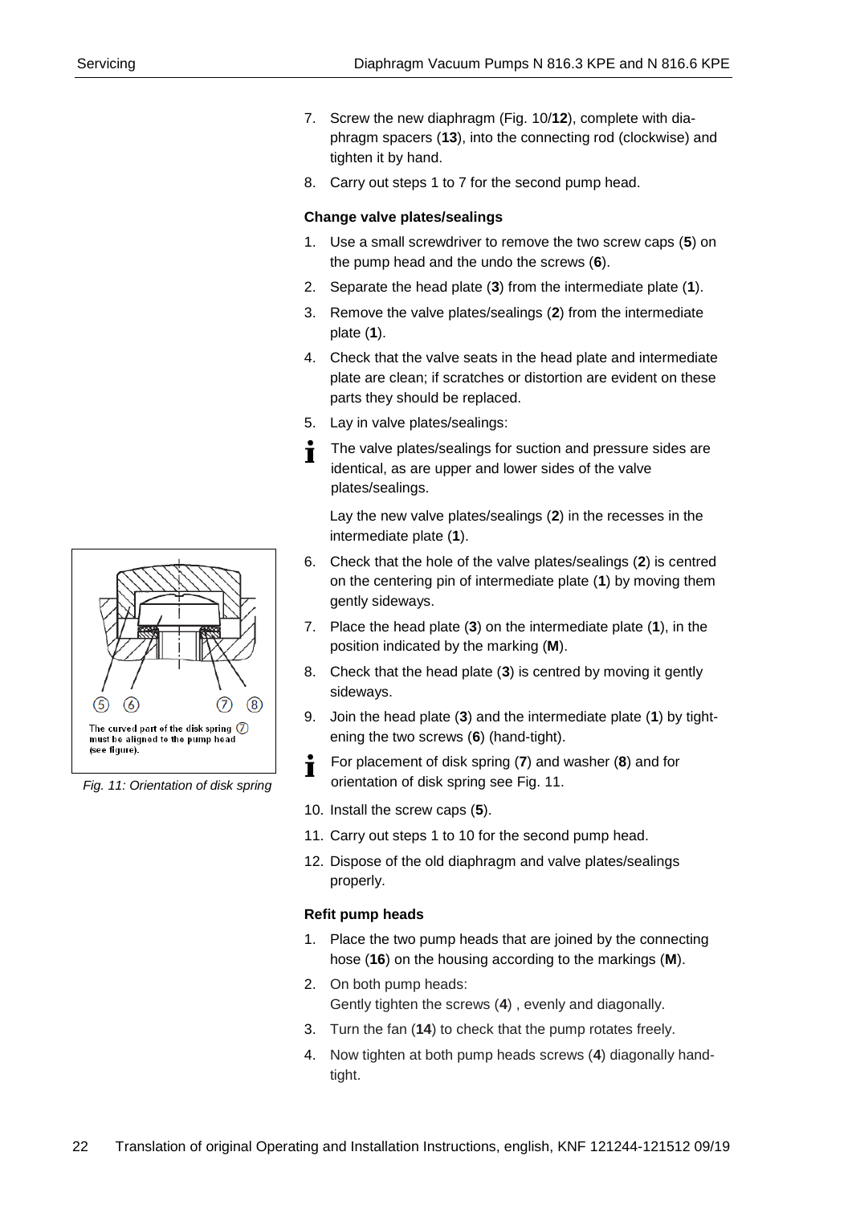7. Screw the new diaphragm (Fig. 10/**12**), complete with diaphragm spacers (**13**), into the connecting rod (clockwise) and tighten it by hand.
8. Carry out steps 1 to 7 for the second pump head.

**Change valve plates/sealings**

1. Use a small screwdriver to remove the two screw caps (**5**) on the pump head and the undo the screws (**6**).
2. Separate the head plate (**3**) from the intermediate plate (**1**).
3. Remove the valve plates/sealings (**2**) from the intermediate plate (**1**).
4. Check that the valve seats in the head plate and intermediate plate are clean; if scratches or distortion are evident on these parts they should be replaced.
5. Lay in valve plates/sealings:

   The valve plates/sealings for suction and pressure sides are identical, as are upper and lower sides of the valve plates/sealings.

   Lay the new valve plates/sealings (**2**) in the recesses in the intermediate plate (**1**).
6. Check that the hole of the valve plates/sealings (**2**) is centred on the centering pin of intermediate plate (**1**) by moving them gently sideways.
7. Place the head plate (**3**) on the intermediate plate (**1**), in the position indicated by the marking (**M**).
8. Check that the head plate (**3**) is centred by moving it gently sideways.
9. Join the head plate (**3**) and the intermediate plate (**1**) by tightening the two screws (**6**) (hand-tight).

   For placement of disk spring (**7**) and washer (**8**) and for orientation of disk spring see Fig. 11.
10. Install the screw caps (**5**).
11. Carry out steps 1 to 10 for the second pump head.
12. Dispose of the old diaphragm and valve plates/sealings properly.

The curved part of the disk spring (7) must be aligned to the pump head (see figure).

*Fig. 11: Orientation of disk spring*

**Refit pump heads**

1. Place the two pump heads that are joined by the connecting hose (**16**) on the housing according to the markings (**M**).
2. On both pump heads:
   Gently tighten the screws (**4**) , evenly and diagonally.
3. Turn the fan (**14**) to check that the pump rotates freely.
4. Now tighten at both pump heads screws (**4**) diagonally hand-tight.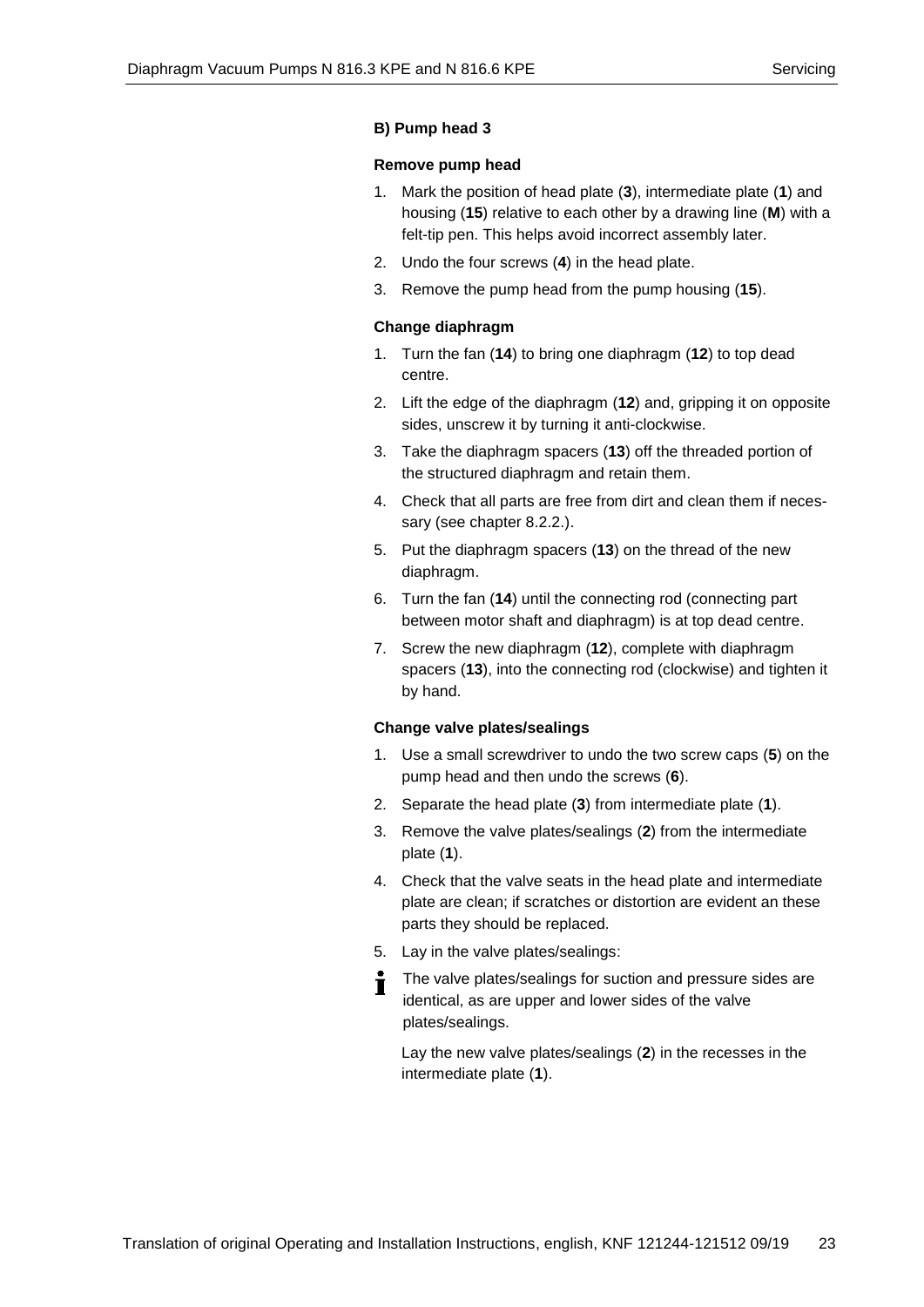**B) Pump head 3**

**Remove pump head**

1. Mark the position of head plate (**3**), intermediate plate (**1**) and housing (**15**) relative to each other by a drawing line (**M**) with a felt-tip pen. This helps avoid incorrect assembly later.
2. Undo the four screws (**4**) in the head plate.
3. Remove the pump head from the pump housing (**15**).

**Change diaphragm**

1. Turn the fan (**14**) to bring one diaphragm (**12**) to top dead centre.
2. Lift the edge of the diaphragm (**12**) and, gripping it on opposite sides, unscrew it by turning it anti-clockwise.
3. Take the diaphragm spacers (**13**) off the threaded portion of the structured diaphragm and retain them.
4. Check that all parts are free from dirt and clean them if necessary (see chapter 8.2.2.).
5. Put the diaphragm spacers (**13**) on the thread of the new diaphragm.
6. Turn the fan (**14**) until the connecting rod (connecting part between motor shaft and diaphragm) is at top dead centre.
7. Screw the new diaphragm (**12**), complete with diaphragm spacers (**13**), into the connecting rod (clockwise) and tighten it by hand.

**Change valve plates/sealings**

1. Use a small screwdriver to undo the two screw caps (**5**) on the pump head and then undo the screws (**6**).
2. Separate the head plate (**3**) from intermediate plate (**1**).
3. Remove the valve plates/sealings (**2**) from the intermediate plate (**1**).
4. Check that the valve seats in the head plate and intermediate plate are clean; if scratches or distortion are evident an these parts they should be replaced.
5. Lay in the valve plates/sealings:

   ℹ The valve plates/sealings for suction and pressure sides are identical, as are upper and lower sides of the valve plates/sealings.

   Lay the new valve plates/sealings (**2**) in the recesses in the intermediate plate (**1**).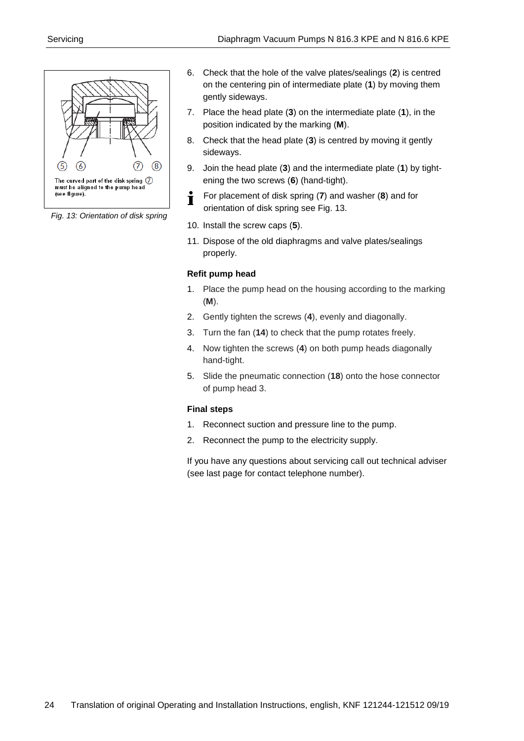The curved part of the disk spring (7) must be aligned to the pump head (see figure).

*Fig. 13: Orientation of disk spring*

6. Check that the hole of the valve plates/sealings (**2**) is centred on the centering pin of intermediate plate (**1**) by moving them gently sideways.
7. Place the head plate (**3**) on the intermediate plate (**1**), in the position indicated by the marking (**M**).
8. Check that the head plate (**3**) is centred by moving it gently sideways.
9. Join the head plate (**3**) and the intermediate plate (**1**) by tightening the two screws (**6**) (hand-tight).

   For placement of disk spring (**7**) and washer (**8**) and for orientation of disk spring see Fig. 13.

10. Install the screw caps (**5**).
11. Dispose of the old diaphragms and valve plates/sealings properly.

**Refit pump head**

1. Place the pump head on the housing according to the marking (**M**).
2. Gently tighten the screws (**4**), evenly and diagonally.
3. Turn the fan (**14**) to check that the pump rotates freely.
4. Now tighten the screws (**4**) on both pump heads diagonally hand-tight.
5. Slide the pneumatic connection (**18**) onto the hose connector of pump head 3.

**Final steps**

1. Reconnect suction and pressure line to the pump.
2. Reconnect the pump to the electricity supply.

If you have any questions about servicing call out technical adviser (see last page for contact telephone number).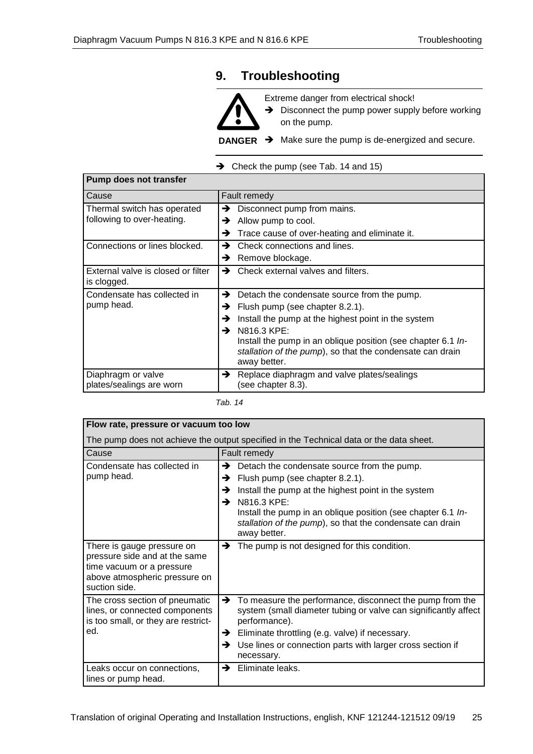# 9. Troubleshooting

**DANGER**

Extreme danger from electrical shock!

➔ Disconnect the pump power supply before working on the pump.

➔ Make sure the pump is de-energized and secure.

➔ Check the pump (see Tab. 14 and 15)

| **Pump does not transfer** | |
|---|---|
| Cause | Fault remedy |
| Thermal switch has operated following to over-heating. | ➔ Disconnect pump from mains.<br>➔ Allow pump to cool.<br>➔ Trace cause of over-heating and eliminate it. |
| Connections or lines blocked. | ➔ Check connections and lines.<br>➔ Remove blockage. |
| External valve is closed or filter is clogged. | ➔ Check external valves and filters. |
| Condensate has collected in pump head. | ➔ Detach the condensate source from the pump.<br>➔ Flush pump (see chapter 8.2.1).<br>➔ Install the pump at the highest point in the system<br>➔ N816.3 KPE:<br>Install the pump in an oblique position (see chapter 6.1 *Installation of the pump*), so that the condensate can drain away better. |
| Diaphragm or valve plates/sealings are worn | ➔ Replace diaphragm and valve plates/sealings (see chapter 8.3). |

*Tab. 14*

| **Flow rate, pressure or vacuum too low** | |
|---|---|
| The pump does not achieve the output specified in the Technical data or the data sheet. | |
| Cause | Fault remedy |
| Condensate has collected in pump head. | ➔ Detach the condensate source from the pump.<br>➔ Flush pump (see chapter 8.2.1).<br>➔ Install the pump at the highest point in the system<br>➔ N816.3 KPE:<br>Install the pump in an oblique position (see chapter 6.1 *Installation of the pump*), so that the condensate can drain away better. |
| There is gauge pressure on pressure side and at the same time vacuum or a pressure above atmospheric pressure on suction side. | ➔ The pump is not designed for this condition. |
| The cross section of pneumatic lines, or connected components is too small, or they are restricted. | ➔ To measure the performance, disconnect the pump from the system (small diameter tubing or valve can significantly affect performance).<br>➔ Eliminate throttling (e.g. valve) if necessary.<br>➔ Use lines or connection parts with larger cross section if necessary. |
| Leaks occur on connections, lines or pump head. | ➔ Eliminate leaks. |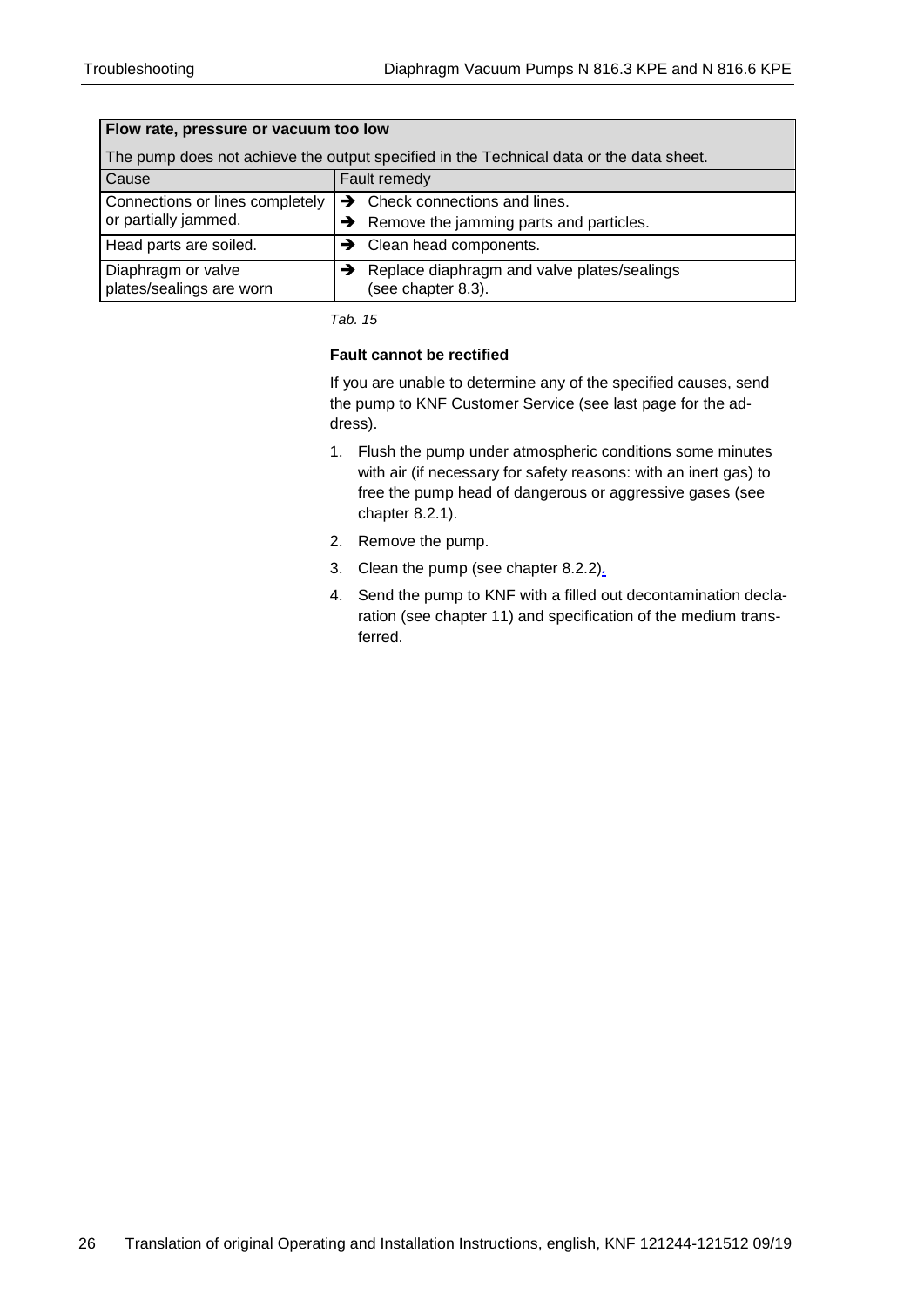| Flow rate, pressure or vacuum too low | |
|---|---|
| The pump does not achieve the output specified in the Technical data or the data sheet. | |
| **Cause** | **Fault remedy** |
| Connections or lines completely or partially jammed. | ➔ Check connections and lines.<br>➔ Remove the jamming parts and particles. |
| Head parts are soiled. | ➔ Clean head components. |
| Diaphragm or valve plates/sealings are worn | ➔ Replace diaphragm and valve plates/sealings (see chapter 8.3). |

*Tab. 15*

**Fault cannot be rectified**

If you are unable to determine any of the specified causes, send the pump to KNF Customer Service (see last page for the address).

1. Flush the pump under atmospheric conditions some minutes with air (if necessary for safety reasons: with an inert gas) to free the pump head of dangerous or aggressive gases (see chapter 8.2.1).
2. Remove the pump.
3. Clean the pump (see chapter 8.2.2).
4. Send the pump to KNF with a filled out decontamination declaration (see chapter 11) and specification of the medium transferred.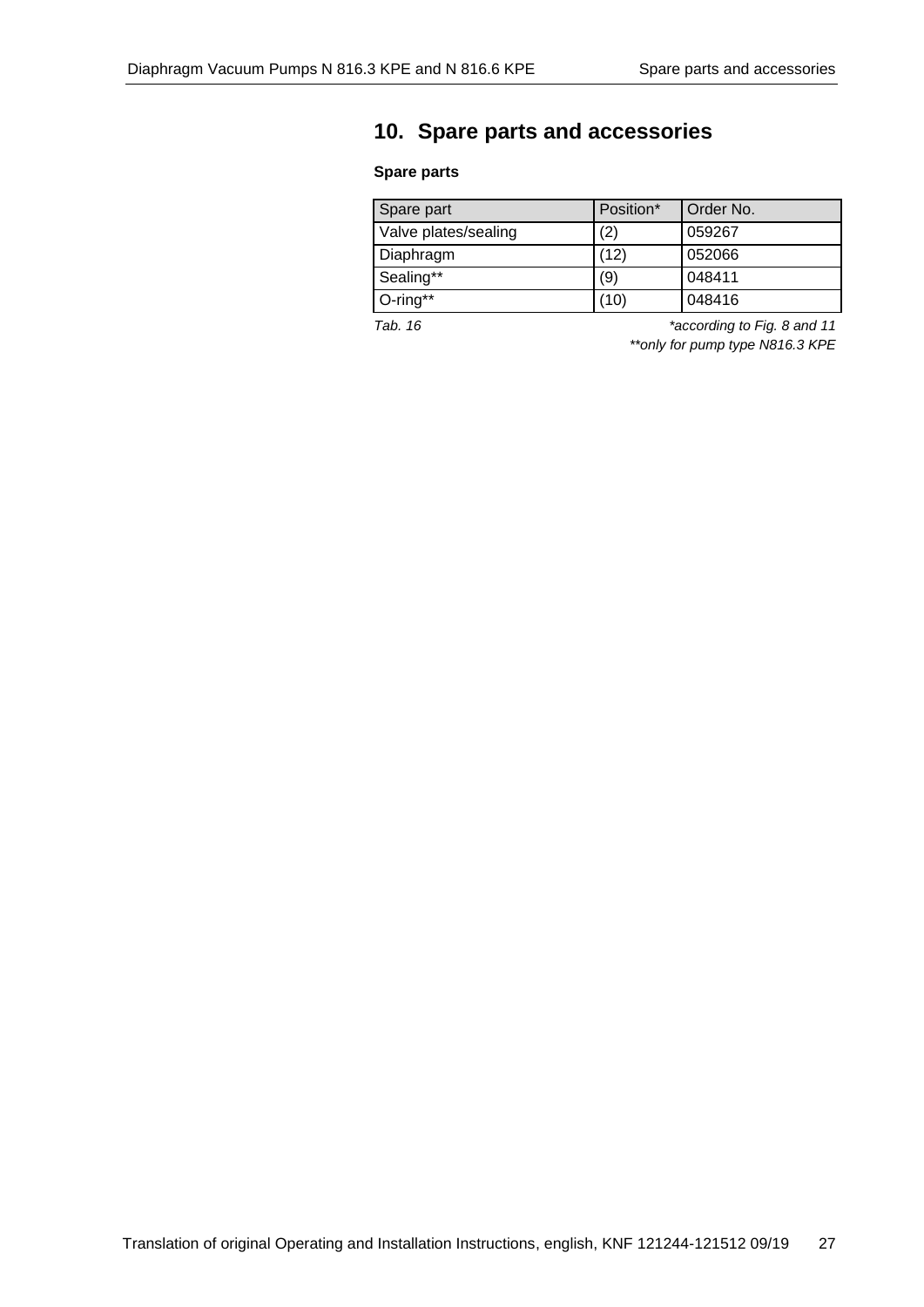# 10. Spare parts and accessories

**Spare parts**

| Spare part | Position* | Order No. |
|---|---|---|
| Valve plates/sealing | (2) | 059267 |
| Diaphragm | (12) | 052066 |
| Sealing** | (9) | 048411 |
| O-ring** | (10) | 048416 |

*Tab. 16*

*\*according to Fig. 8 and 11*

*\*\*only for pump type N816.3 KPE*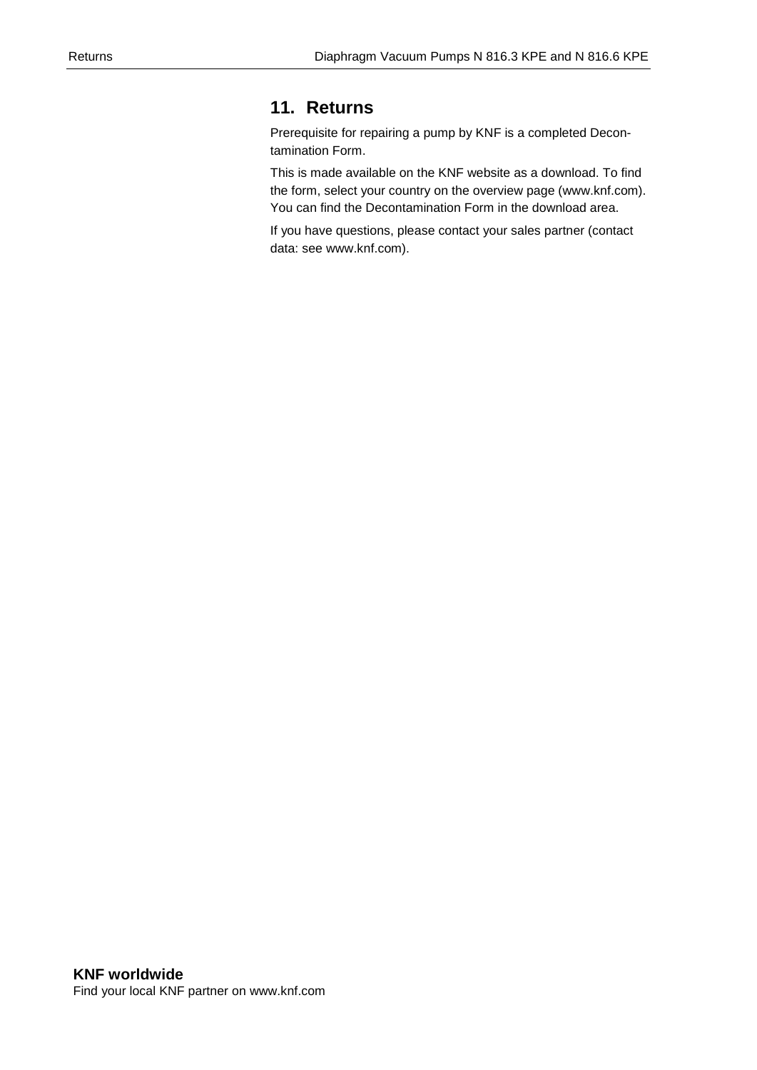## 11. Returns

Prerequisite for repairing a pump by KNF is a completed Decontamination Form.

This is made available on the KNF website as a download. To find the form, select your country on the overview page (www.knf.com). You can find the Decontamination Form in the download area.

If you have questions, please contact your sales partner (contact data: see www.knf.com).

**KNF worldwide**

Find your local KNF partner on www.knf.com